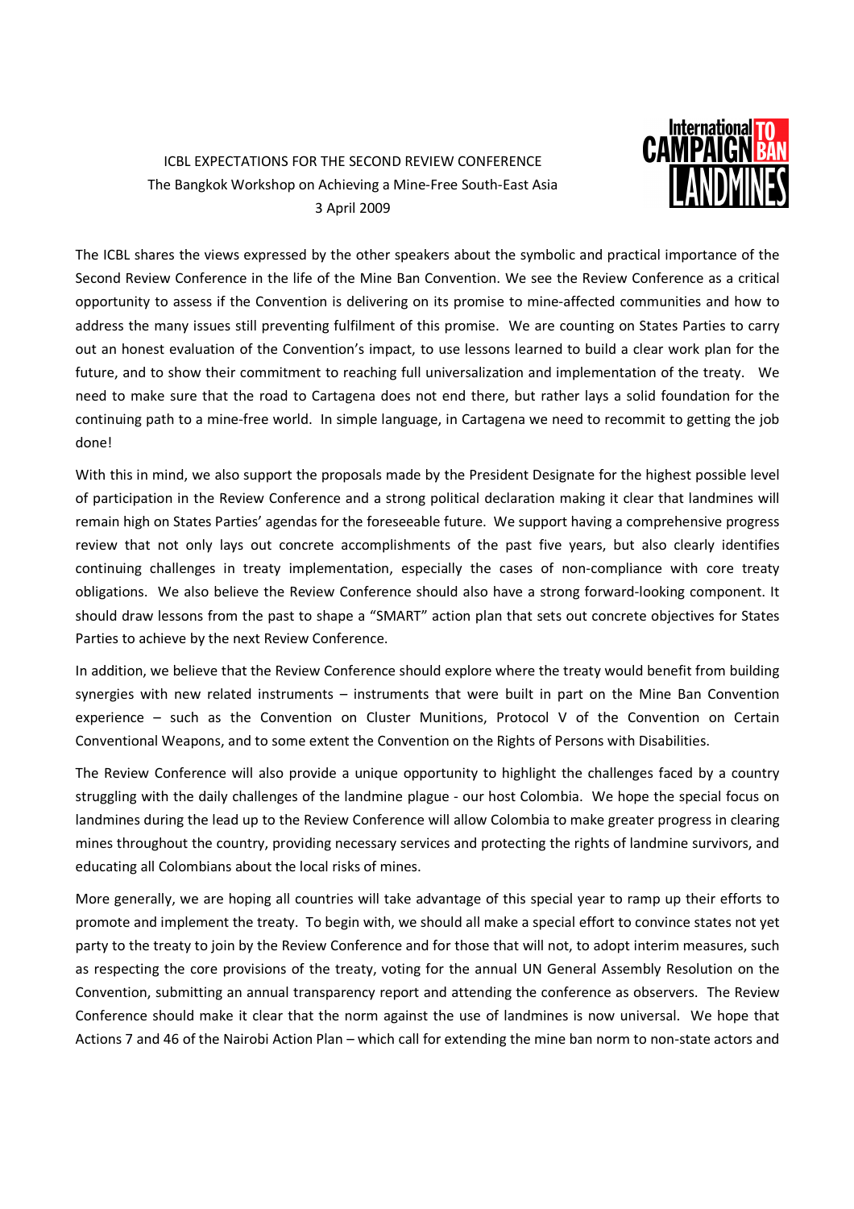ICBL EXPECTATIONS FOR THE SECOND REVIEW CONFERENCE
The Bangkok Workshop on Achieving a Mine-Free South-East Asia
3 April 2009

The ICBL shares the views expressed by the other speakers about the symbolic and practical importance of the Second Review Conference in the life of the Mine Ban Convention. We see the Review Conference as a critical opportunity to assess if the Convention is delivering on its promise to mine-affected communities and how to address the many issues still preventing fulfilment of this promise. We are counting on States Parties to carry out an honest evaluation of the Convention's impact, to use lessons learned to build a clear work plan for the future, and to show their commitment to reaching full universalization and implementation of the treaty. We need to make sure that the road to Cartagena does not end there, but rather lays a solid foundation for the continuing path to a mine-free world. In simple language, in Cartagena we need to recommit to getting the job done!

With this in mind, we also support the proposals made by the President Designate for the highest possible level of participation in the Review Conference and a strong political declaration making it clear that landmines will remain high on States Parties' agendas for the foreseeable future. We support having a comprehensive progress review that not only lays out concrete accomplishments of the past five years, but also clearly identifies continuing challenges in treaty implementation, especially the cases of non-compliance with core treaty obligations. We also believe the Review Conference should also have a strong forward-looking component. It should draw lessons from the past to shape a "SMART" action plan that sets out concrete objectives for States Parties to achieve by the next Review Conference.

In addition, we believe that the Review Conference should explore where the treaty would benefit from building synergies with new related instruments – instruments that were built in part on the Mine Ban Convention experience – such as the Convention on Cluster Munitions, Protocol V of the Convention on Certain Conventional Weapons, and to some extent the Convention on the Rights of Persons with Disabilities.

The Review Conference will also provide a unique opportunity to highlight the challenges faced by a country struggling with the daily challenges of the landmine plague - our host Colombia. We hope the special focus on landmines during the lead up to the Review Conference will allow Colombia to make greater progress in clearing mines throughout the country, providing necessary services and protecting the rights of landmine survivors, and educating all Colombians about the local risks of mines.

More generally, we are hoping all countries will take advantage of this special year to ramp up their efforts to promote and implement the treaty. To begin with, we should all make a special effort to convince states not yet party to the treaty to join by the Review Conference and for those that will not, to adopt interim measures, such as respecting the core provisions of the treaty, voting for the annual UN General Assembly Resolution on the Convention, submitting an annual transparency report and attending the conference as observers. The Review Conference should make it clear that the norm against the use of landmines is now universal. We hope that Actions 7 and 46 of the Nairobi Action Plan – which call for extending the mine ban norm to non-state actors and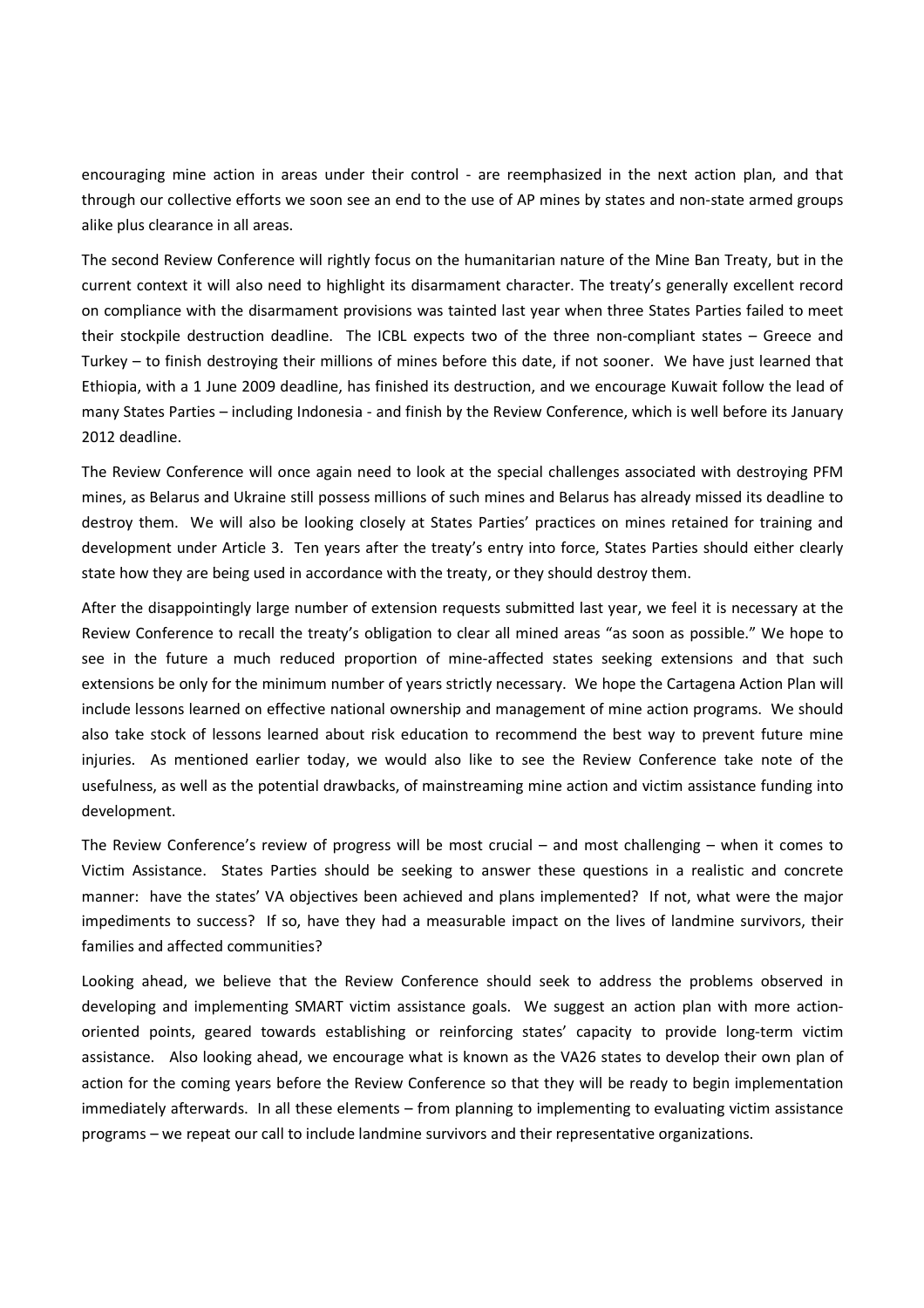encouraging mine action in areas under their control - are reemphasized in the next action plan, and that through our collective efforts we soon see an end to the use of AP mines by states and non-state armed groups alike plus clearance in all areas.

The second Review Conference will rightly focus on the humanitarian nature of the Mine Ban Treaty, but in the current context it will also need to highlight its disarmament character. The treaty's generally excellent record on compliance with the disarmament provisions was tainted last year when three States Parties failed to meet their stockpile destruction deadline. The ICBL expects two of the three non-compliant states – Greece and Turkey – to finish destroying their millions of mines before this date, if not sooner. We have just learned that Ethiopia, with a 1 June 2009 deadline, has finished its destruction, and we encourage Kuwait follow the lead of many States Parties – including Indonesia - and finish by the Review Conference, which is well before its January 2012 deadline.

The Review Conference will once again need to look at the special challenges associated with destroying PFM mines, as Belarus and Ukraine still possess millions of such mines and Belarus has already missed its deadline to destroy them. We will also be looking closely at States Parties' practices on mines retained for training and development under Article 3. Ten years after the treaty's entry into force, States Parties should either clearly state how they are being used in accordance with the treaty, or they should destroy them.

After the disappointingly large number of extension requests submitted last year, we feel it is necessary at the Review Conference to recall the treaty's obligation to clear all mined areas "as soon as possible." We hope to see in the future a much reduced proportion of mine-affected states seeking extensions and that such extensions be only for the minimum number of years strictly necessary. We hope the Cartagena Action Plan will include lessons learned on effective national ownership and management of mine action programs. We should also take stock of lessons learned about risk education to recommend the best way to prevent future mine injuries. As mentioned earlier today, we would also like to see the Review Conference take note of the usefulness, as well as the potential drawbacks, of mainstreaming mine action and victim assistance funding into development.

The Review Conference's review of progress will be most crucial – and most challenging – when it comes to Victim Assistance. States Parties should be seeking to answer these questions in a realistic and concrete manner: have the states' VA objectives been achieved and plans implemented? If not, what were the major impediments to success? If so, have they had a measurable impact on the lives of landmine survivors, their families and affected communities?

Looking ahead, we believe that the Review Conference should seek to address the problems observed in developing and implementing SMART victim assistance goals. We suggest an action plan with more action-oriented points, geared towards establishing or reinforcing states' capacity to provide long-term victim assistance. Also looking ahead, we encourage what is known as the VA26 states to develop their own plan of action for the coming years before the Review Conference so that they will be ready to begin implementation immediately afterwards. In all these elements – from planning to implementing to evaluating victim assistance programs – we repeat our call to include landmine survivors and their representative organizations.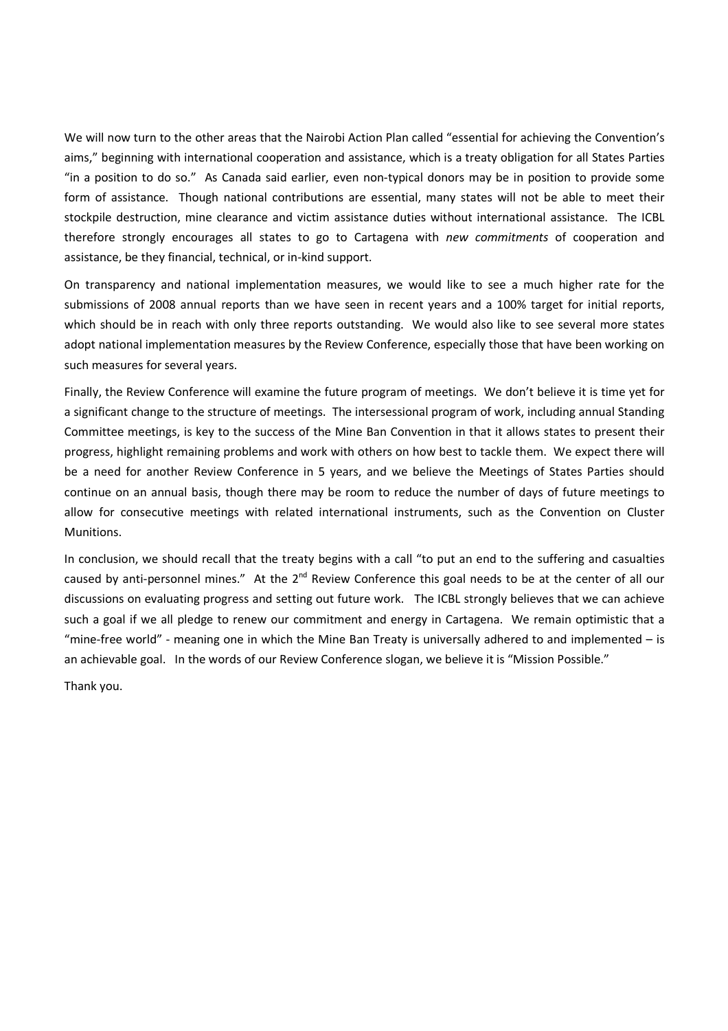We will now turn to the other areas that the Nairobi Action Plan called "essential for achieving the Convention's aims," beginning with international cooperation and assistance, which is a treaty obligation for all States Parties "in a position to do so." As Canada said earlier, even non-typical donors may be in position to provide some form of assistance. Though national contributions are essential, many states will not be able to meet their stockpile destruction, mine clearance and victim assistance duties without international assistance. The ICBL therefore strongly encourages all states to go to Cartagena with *new commitments* of cooperation and assistance, be they financial, technical, or in-kind support.

On transparency and national implementation measures, we would like to see a much higher rate for the submissions of 2008 annual reports than we have seen in recent years and a 100% target for initial reports, which should be in reach with only three reports outstanding. We would also like to see several more states adopt national implementation measures by the Review Conference, especially those that have been working on such measures for several years.

Finally, the Review Conference will examine the future program of meetings. We don't believe it is time yet for a significant change to the structure of meetings. The intersessional program of work, including annual Standing Committee meetings, is key to the success of the Mine Ban Convention in that it allows states to present their progress, highlight remaining problems and work with others on how best to tackle them. We expect there will be a need for another Review Conference in 5 years, and we believe the Meetings of States Parties should continue on an annual basis, though there may be room to reduce the number of days of future meetings to allow for consecutive meetings with related international instruments, such as the Convention on Cluster Munitions.

In conclusion, we should recall that the treaty begins with a call "to put an end to the suffering and casualties caused by anti-personnel mines." At the 2nd Review Conference this goal needs to be at the center of all our discussions on evaluating progress and setting out future work. The ICBL strongly believes that we can achieve such a goal if we all pledge to renew our commitment and energy in Cartagena. We remain optimistic that a "mine-free world" - meaning one in which the Mine Ban Treaty is universally adhered to and implemented – is an achievable goal. In the words of our Review Conference slogan, we believe it is "Mission Possible."

Thank you.